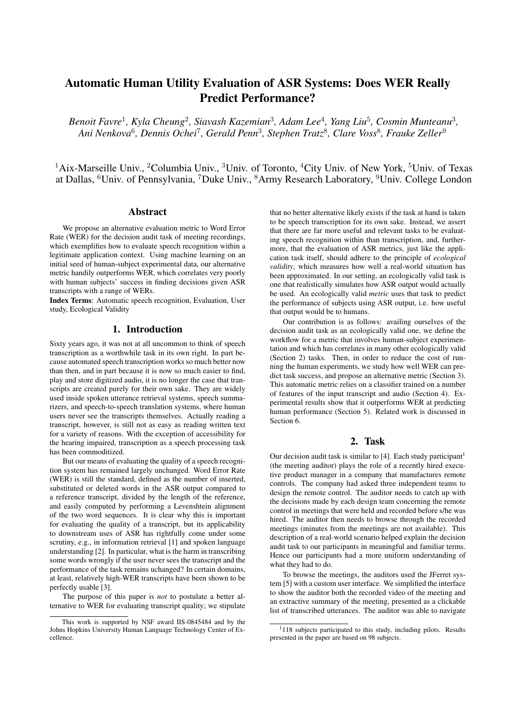# Automatic Human Utility Evaluation of ASR Systems: Does WER Really Predict Performance?

*Benoit Favre[1], Kyla Cheung[2], Siavash Kazemian[3], Adam Lee[4], Yang Liu[5], Cosmin Munteanu[3], Ani Nenkova[6], Dennis Ochei[7], Gerald Penn[3], Stephen Tratz[8], Clare Voss[8], Frauke Zeller[9]*

[1]Aix-Marseille Univ., [2]Columbia Univ., [3]Univ. of Toronto, [4]City Univ. of New York, [5]Univ. of Texas at Dallas, [6]Univ. of Pennsylvania, [7]Duke Univ., [8]Army Research Laboratory, [9]Univ. College London

## Abstract

We propose an alternative evaluation metric to Word Error Rate (WER) for the decision audit task of meeting recordings, which exemplifies how to evaluate speech recognition within a legitimate application context. Using machine learning on an initial seed of human-subject experimental data, our alternative metric handily outperforms WER, which correlates very poorly with human subjects' success in finding decisions given ASR transcripts with a range of WERs.

**Index Terms**: Automatic speech recognition, Evaluation, User study, Ecological Validity

## 1. Introduction

Sixty years ago, it was not at all uncommon to think of speech transcription as a worthwhile task in its own right. In part because automated speech transcription works so much better now than then, and in part because it is now so much easier to find, play and store digitized audio, it is no longer the case that transcripts are created purely for their own sake. They are widely used inside spoken utterance retrieval systems, speech summarizers, and speech-to-speech translation systems, where human users never see the transcripts themselves. Actually reading a transcript, however, is still not as easy as reading written text for a variety of reasons. With the exception of accessibility for the hearing impaired, transcription as a speech processing task has been commoditized.

But our means of evaluating the quality of a speech recognition system has remained largely unchanged. Word Error Rate (WER) is still the standard, defined as the number of inserted, substituted or deleted words in the ASR output compared to a reference transcript, divided by the length of the reference, and easily computed by performing a Levenshtein alignment of the two word sequences. It is clear why this is important for evaluating the quality of a transcript, but its applicability to downstream uses of ASR has rightfully come under some scrutiny, e.g., in information retrieval [1] and spoken language understanding [2]. In particular, what is the harm in transcribing some words wrongly if the user never sees the transcript and the performance of the task remains uchanged? In certain domains, at least, relatively high-WER transcripts have been shown to be perfectly usable [3].

The purpose of this paper is *not* to postulate a better alternative to WER for evaluating transcript quality; we stipulate that no better alternative likely exists if the task at hand is taken to be speech transcription for its own sake. Instead, we assert that there are far more useful and relevant tasks to be evaluating speech recognition within than transcription, and, furthermore, that the evaluation of ASR metrics, just like the application task itself, should adhere to the principle of *ecological validity*, which measures how well a real-world situation has been approximated. In our setting, an ecologically valid task is one that realistically simulates how ASR output would actually be used. An ecologically valid *metric* uses that task to predict the performance of subjects using ASR output, i.e. how useful that output would be to humans.

Our contribution is as follows: availing ourselves of the decision audit task as an ecologically valid one, we define the workflow for a metric that involves human-subject experimentation and which has correlates in many other ecologically valid (Section 2) tasks. Then, in order to reduce the cost of running the human experiments, we study how well WER can predict task success, and propose an alternative metric (Section 3). This automatic metric relies on a classifier trained on a number of features of the input transcript and audio (Section 4). Experimental results show that it outperforms WER at predicting human performance (Section 5). Related work is discussed in Section 6.

## 2. Task

Our decision audit task is similar to [4]. Each study participant[1] (the meeting auditor) plays the role of a recently hired executive product manager in a company that manufactures remote controls. The company had asked three independent teams to design the remote control. The auditor needs to catch up with the decisions made by each design team concerning the remote control in meetings that were held and recorded before s/he was hired. The auditor then needs to browse through the recorded meetings (minutes from the meetings are not available). This description of a real-world scenario helped explain the decision audit task to our participants in meaningful and familiar terms. Hence our participants had a more uniform understanding of what they had to do.

To browse the meetings, the auditors used the JFerret system [5] with a custom user interface. We simplified the interface to show the auditor both the recorded video of the meeting and an extractive summary of the meeting, presented as a clickable list of transcribed utterances. The auditor was able to navigate

---

This work is supported by NSF award IIS-0845484 and by the Johns Hopkins University Human Language Technology Center of Excellence.

[1]118 subjects participated to this study, including pilots. Results presented in the paper are based on 98 subjects.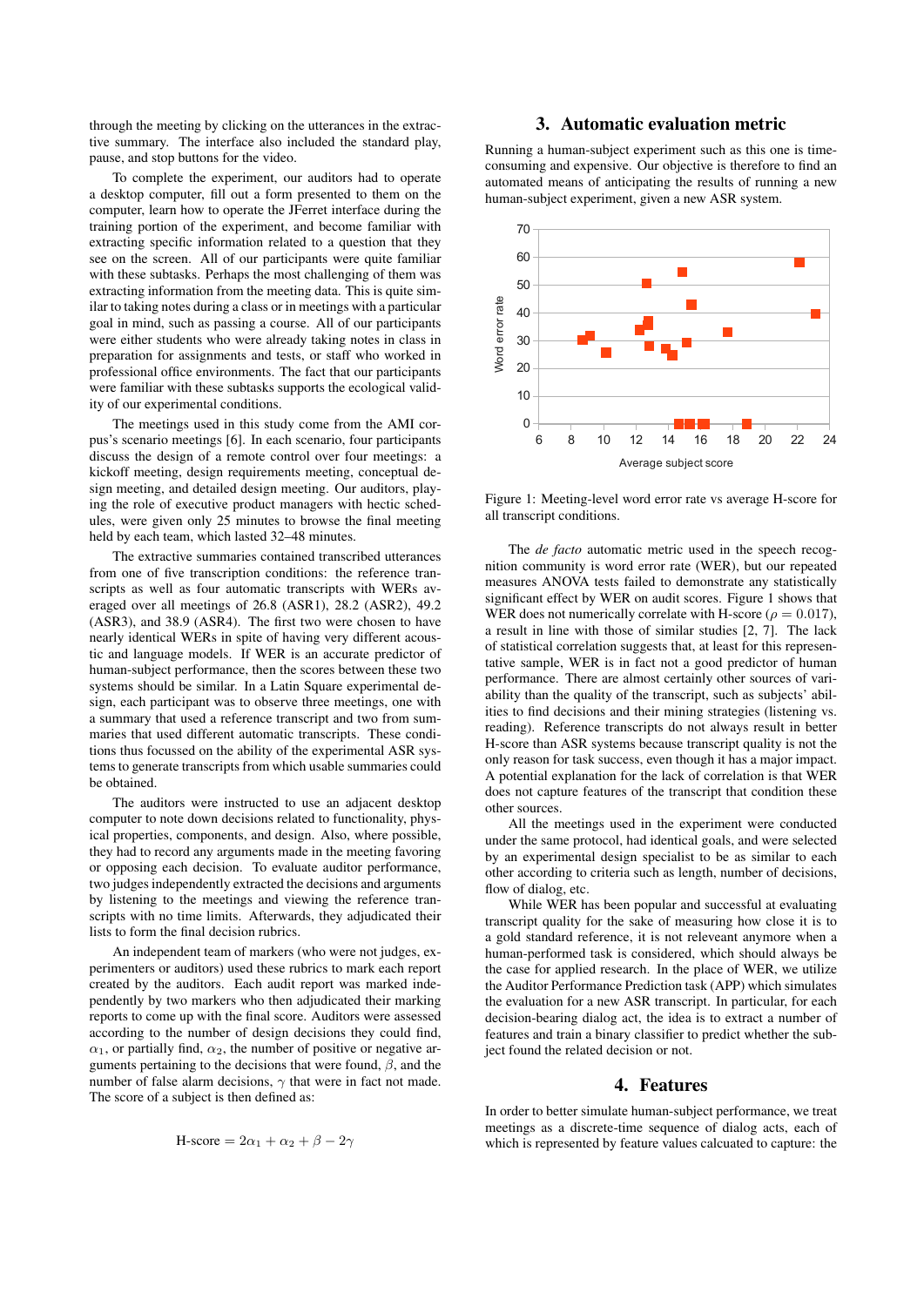through the meeting by clicking on the utterances in the extractive summary. The interface also included the standard play, pause, and stop buttons for the video.

To complete the experiment, our auditors had to operate a desktop computer, fill out a form presented to them on the computer, learn how to operate the JFerret interface during the training portion of the experiment, and become familiar with extracting specific information related to a question that they see on the screen. All of our participants were quite familiar with these subtasks. Perhaps the most challenging of them was extracting information from the meeting data. This is quite similar to taking notes during a class or in meetings with a particular goal in mind, such as passing a course. All of our participants were either students who were already taking notes in class in preparation for assignments and tests, or staff who worked in professional office environments. The fact that our participants were familiar with these subtasks supports the ecological validity of our experimental conditions.

The meetings used in this study come from the AMI corpus's scenario meetings [6]. In each scenario, four participants discuss the design of a remote control over four meetings: a kickoff meeting, design requirements meeting, conceptual design meeting, and detailed design meeting. Our auditors, playing the role of executive product managers with hectic schedules, were given only 25 minutes to browse the final meeting held by each team, which lasted 32–48 minutes.

The extractive summaries contained transcribed utterances from one of five transcription conditions: the reference transcripts as well as four automatic transcripts with WERs averaged over all meetings of 26.8 (ASR1), 28.2 (ASR2), 49.2 (ASR3), and 38.9 (ASR4). The first two were chosen to have nearly identical WERs in spite of having very different acoustic and language models. If WER is an accurate predictor of human-subject performance, then the scores between these two systems should be similar. In a Latin Square experimental design, each participant was to observe three meetings, one with a summary that used a reference transcript and two from summaries that used different automatic transcripts. These conditions thus focussed on the ability of the experimental ASR systems to generate transcripts from which usable summaries could be obtained.

The auditors were instructed to use an adjacent desktop computer to note down decisions related to functionality, physical properties, components, and design. Also, where possible, they had to record any arguments made in the meeting favoring or opposing each decision. To evaluate auditor performance, two judges independently extracted the decisions and arguments by listening to the meetings and viewing the reference transcripts with no time limits. Afterwards, they adjudicated their lists to form the final decision rubrics.

An independent team of markers (who were not judges, experimenters or auditors) used these rubrics to mark each report created by the auditors. Each audit report was marked independently by two markers who then adjudicated their marking reports to come up with the final score. Auditors were assessed according to the number of design decisions they could find, $\alpha_1$, or partially find, $\alpha_2$, the number of positive or negative arguments pertaining to the decisions that were found, $\beta$, and the number of false alarm decisions, $\gamma$ that were in fact not made. The score of a subject is then defined as:

$$\text{H-score} = 2\alpha_1 + \alpha_2 + \beta - 2\gamma$$

## 3. Automatic evaluation metric

Running a human-subject experiment such as this one is time-consuming and expensive. Our objective is therefore to find an automated means of anticipating the results of running a new human-subject experiment, given a new ASR system.

Figure 1: Meeting-level word error rate vs average H-score for all transcript conditions.

The *de facto* automatic metric used in the speech recognition community is word error rate (WER), but our repeated measures ANOVA tests failed to demonstrate any statistically significant effect by WER on audit scores. Figure 1 shows that WER does not numerically correlate with H-score ($\rho = 0.017$), a result in line with those of similar studies [2, 7]. The lack of statistical correlation suggests that, at least for this representative sample, WER is in fact not a good predictor of human performance. There are almost certainly other sources of variability than the quality of the transcript, such as subjects' abilities to find decisions and their mining strategies (listening vs. reading). Reference transcripts do not always result in better H-score than ASR systems because transcript quality is not the only reason for task success, even though it has a major impact. A potential explanation for the lack of correlation is that WER does not capture features of the transcript that condition these other sources.

All the meetings used in the experiment were conducted under the same protocol, had identical goals, and were selected by an experimental design specialist to be as similar to each other according to criteria such as length, number of decisions, flow of dialog, etc.

While WER has been popular and successful at evaluating transcript quality for the sake of measuring how close it is to a gold standard reference, it is not releveant anymore when a human-performed task is considered, which should always be the case for applied research. In the place of WER, we utilize the Auditor Performance Prediction task (APP) which simulates the evaluation for a new ASR transcript. In particular, for each decision-bearing dialog act, the idea is to extract a number of features and train a binary classifier to predict whether the subject found the related decision or not.

## 4. Features

In order to better simulate human-subject performance, we treat meetings as a discrete-time sequence of dialog acts, each of which is represented by feature values calcuated to capture: the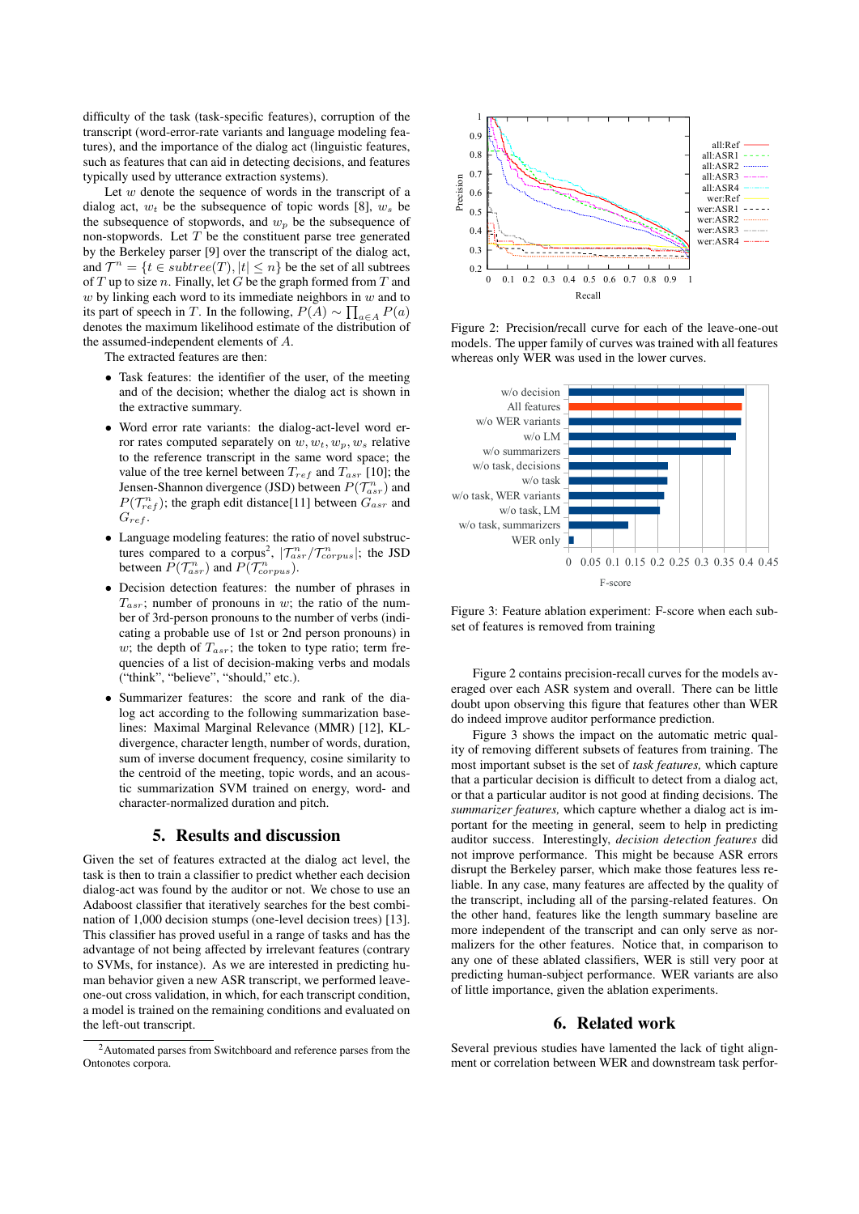difficulty of the task (task-specific features), corruption of the transcript (word-error-rate variants and language modeling features), and the importance of the dialog act (linguistic features, such as features that can aid in detecting decisions, and features typically used by utterance extraction systems).

Let $w$ denote the sequence of words in the transcript of a dialog act, $w_t$ be the subsequence of topic words [8], $w_s$ be the subsequence of stopwords, and $w_p$ be the subsequence of non-stopwords. Let $T$ be the constituent parse tree generated by the Berkeley parser [9] over the transcript of the dialog act, and $\mathcal{T}^n = \{t \in subtree(T), |t| \leq n\}$ be the set of all subtrees of $T$ up to size $n$. Finally, let $G$ be the graph formed from $T$ and $w$ by linking each word to its immediate neighbors in $w$ and to its part of speech in $T$. In the following, $P(A) \sim \prod_{a \in A} P(a)$ denotes the maximum likelihood estimate of the distribution of the assumed-independent elements of $A$.

The extracted features are then:

- Task features: the identifier of the user, of the meeting and of the decision; whether the dialog act is shown in the extractive summary.
- Word error rate variants: the dialog-act-level word error rates computed separately on $w, w_t, w_p, w_s$ relative to the reference transcript in the same word space; the value of the tree kernel between $T_{ref}$ and $T_{asr}$ [10]; the Jensen-Shannon divergence (JSD) between $P(\mathcal{T}^n_{asr})$ and $P(\mathcal{T}^n_{ref})$; the graph edit distance[11] between $G_{asr}$ and $G_{ref}$.
- Language modeling features: the ratio of novel substructures compared to a corpus[2], $|\mathcal{T}^n_{asr}/\mathcal{T}^n_{corpus}|$; the JSD between $P(\mathcal{T}^n_{asr})$ and $P(\mathcal{T}^n_{corpus})$.
- Decision detection features: the number of phrases in $T_{asr}$; number of pronouns in $w$; the ratio of the number of 3rd-person pronouns to the number of verbs (indicating a probable use of 1st or 2nd person pronouns) in $w$; the depth of $T_{asr}$; the token to type ratio; term frequencies of a list of decision-making verbs and modals ("think", "believe", "should," etc.).
- Summarizer features: the score and rank of the dialog act according to the following summarization baselines: Maximal Marginal Relevance (MMR) [12], KL-divergence, character length, number of words, duration, sum of inverse document frequency, cosine similarity to the centroid of the meeting, topic words, and an acoustic summarization SVM trained on energy, word- and character-normalized duration and pitch.

## 5. Results and discussion

Given the set of features extracted at the dialog act level, the task is then to train a classifier to predict whether each decision dialog-act was found by the auditor or not. We chose to use an Adaboost classifier that iteratively searches for the best combination of 1,000 decision stumps (one-level decision trees) [13]. This classifier has proved useful in a range of tasks and has the advantage of not being affected by irrelevant features (contrary to SVMs, for instance). As we are interested in predicting human behavior given a new ASR transcript, we performed leave-one-out cross validation, in which, for each transcript condition, a model is trained on the remaining conditions and evaluated on the left-out transcript.

[2] Automated parses from Switchboard and reference parses from the Ontonotes corpora.

Figure 2: Precision/recall curve for each of the leave-one-out models. The upper family of curves was trained with all features whereas only WER was used in the lower curves.

Figure 3: Feature ablation experiment: F-score when each subset of features is removed from training

Figure 2 contains precision-recall curves for the models averaged over each ASR system and overall. There can be little doubt upon observing this figure that features other than WER do indeed improve auditor performance prediction.

Figure 3 shows the impact on the automatic metric quality of removing different subsets of features from training. The most important subset is the set of *task features,* which capture that a particular decision is difficult to detect from a dialog act, or that a particular auditor is not good at finding decisions. The *summarizer features,* which capture whether a dialog act is important for the meeting in general, seem to help in predicting auditor success. Interestingly, *decision detection features* did not improve performance. This might be because ASR errors disrupt the Berkeley parser, which make those features less reliable. In any case, many features are affected by the quality of the transcript, including all of the parsing-related features. On the other hand, features like the length summary baseline are more independent of the transcript and can only serve as normalizers for the other features. Notice that, in comparison to any one of these ablated classifiers, WER is still very poor at predicting human-subject performance. WER variants are also of little importance, given the ablation experiments.

## 6. Related work

Several previous studies have lamented the lack of tight alignment or correlation between WER and downstream task perfor-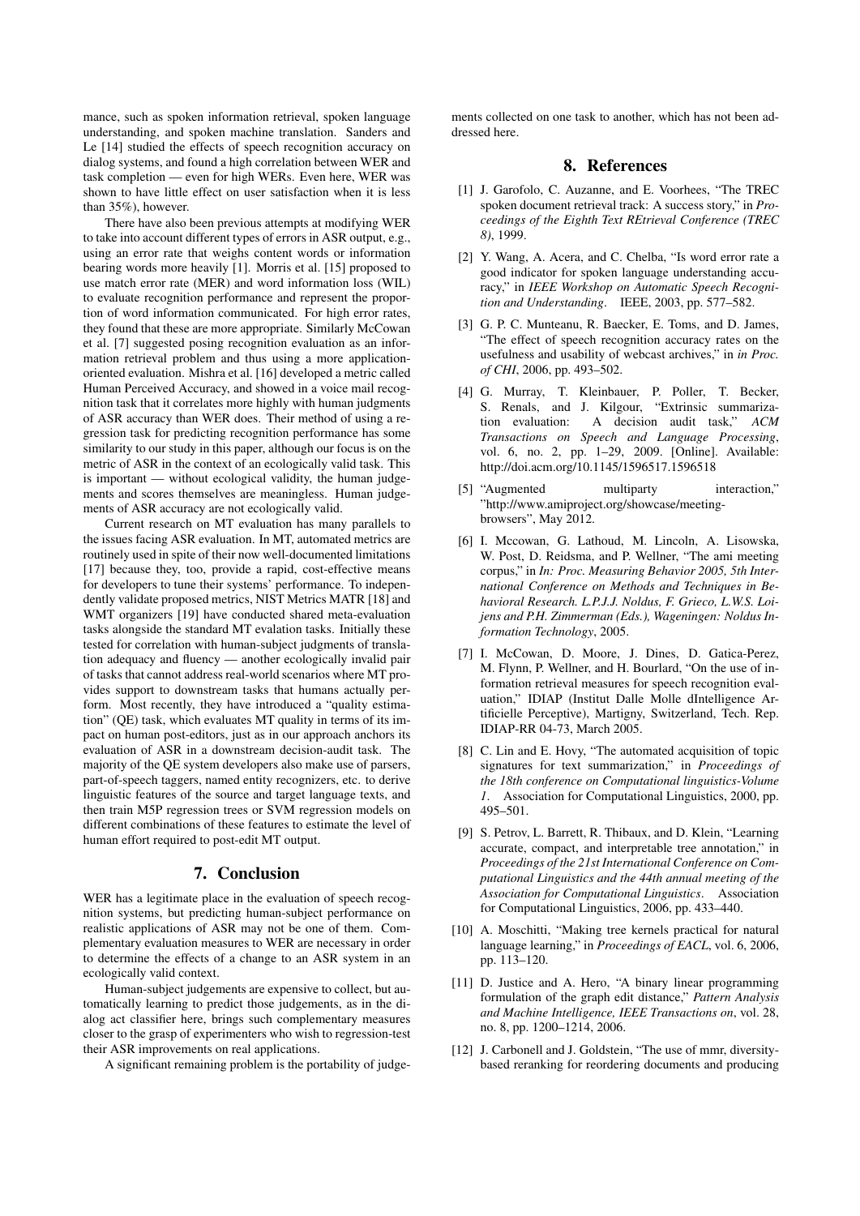mance, such as spoken information retrieval, spoken language understanding, and spoken machine translation. Sanders and Le [14] studied the effects of speech recognition accuracy on dialog systems, and found a high correlation between WER and task completion — even for high WERs. Even here, WER was shown to have little effect on user satisfaction when it is less than 35%), however.

There have also been previous attempts at modifying WER to take into account different types of errors in ASR output, e.g., using an error rate that weighs content words or information bearing words more heavily [1]. Morris et al. [15] proposed to use match error rate (MER) and word information loss (WIL) to evaluate recognition performance and represent the proportion of word information communicated. For high error rates, they found that these are more appropriate. Similarly McCowan et al. [7] suggested posing recognition evaluation as an information retrieval problem and thus using a more application-oriented evaluation. Mishra et al. [16] developed a metric called Human Perceived Accuracy, and showed in a voice mail recognition task that it correlates more highly with human judgments of ASR accuracy than WER does. Their method of using a regression task for predicting recognition performance has some similarity to our study in this paper, although our focus is on the metric of ASR in the context of an ecologically valid task. This is important — without ecological validity, the human judgements and scores themselves are meaningless. Human judgements of ASR accuracy are not ecologically valid.

Current research on MT evaluation has many parallels to the issues facing ASR evaluation. In MT, automated metrics are routinely used in spite of their now well-documented limitations [17] because they, too, provide a rapid, cost-effective means for developers to tune their systems' performance. To independently validate proposed metrics, NIST Metrics MATR [18] and WMT organizers [19] have conducted shared meta-evaluation tasks alongside the standard MT evalation tasks. Initially these tested for correlation with human-subject judgments of translation adequacy and fluency — another ecologically invalid pair of tasks that cannot address real-world scenarios where MT provides support to downstream tasks that humans actually perform. Most recently, they have introduced a "quality estimation" (QE) task, which evaluates MT quality in terms of its impact on human post-editors, just as in our approach anchors its evaluation of ASR in a downstream decision-audit task. The majority of the QE system developers also make use of parsers, part-of-speech taggers, named entity recognizers, etc. to derive linguistic features of the source and target language texts, and then train M5P regression trees or SVM regression models on different combinations of these features to estimate the level of human effort required to post-edit MT output.

## 7. Conclusion

WER has a legitimate place in the evaluation of speech recognition systems, but predicting human-subject performance on realistic applications of ASR may not be one of them. Complementary evaluation measures to WER are necessary in order to determine the effects of a change to an ASR system in an ecologically valid context.

Human-subject judgements are expensive to collect, but automatically learning to predict those judgements, as in the dialog act classifier here, brings such complementary measures closer to the grasp of experimenters who wish to regression-test their ASR improvements on real applications.

A significant remaining problem is the portability of judgements collected on one task to another, which has not been addressed here.

## 8. References

[1] J. Garofolo, C. Auzanne, and E. Voorhees, "The TREC spoken document retrieval track: A success story," in *Proceedings of the Eighth Text REtrieval Conference (TREC 8)*, 1999.

[2] Y. Wang, A. Acera, and C. Chelba, "Is word error rate a good indicator for spoken language understanding accuracy," in *IEEE Workshop on Automatic Speech Recognition and Understanding*. IEEE, 2003, pp. 577–582.

[3] G. P. C. Munteanu, R. Baecker, E. Toms, and D. James, "The effect of speech recognition accuracy rates on the usefulness and usability of webcast archives," in *in Proc. of CHI*, 2006, pp. 493–502.

[4] G. Murray, T. Kleinbauer, P. Poller, T. Becker, S. Renals, and J. Kilgour, "Extrinsic summarization evaluation: A decision audit task," *ACM Transactions on Speech and Language Processing*, vol. 6, no. 2, pp. 1–29, 2009. [Online]. Available: http://doi.acm.org/10.1145/1596517.1596518

[5] "Augmented multiparty interaction," "http://www.amiproject.org/showcase/meeting-browsers", May 2012.

[6] I. Mccowan, G. Lathoud, M. Lincoln, A. Lisowska, W. Post, D. Reidsma, and P. Wellner, "The ami meeting corpus," in *In: Proc. Measuring Behavior 2005, 5th International Conference on Methods and Techniques in Behavioral Research. L.P.J.J. Noldus, F. Grieco, L.W.S. Loijens and P.H. Zimmerman (Eds.), Wageningen: Noldus Information Technology*, 2005.

[7] I. McCowan, D. Moore, J. Dines, D. Gatica-Perez, M. Flynn, P. Wellner, and H. Bourlard, "On the use of information retrieval measures for speech recognition evaluation," IDIAP (Institut Dalle Molle dIntelligence Artificielle Perceptive), Martigny, Switzerland, Tech. Rep. IDIAP-RR 04-73, March 2005.

[8] C. Lin and E. Hovy, "The automated acquisition of topic signatures for text summarization," in *Proceedings of the 18th conference on Computational linguistics-Volume 1*. Association for Computational Linguistics, 2000, pp. 495–501.

[9] S. Petrov, L. Barrett, R. Thibaux, and D. Klein, "Learning accurate, compact, and interpretable tree annotation," in *Proceedings of the 21st International Conference on Computational Linguistics and the 44th annual meeting of the Association for Computational Linguistics*. Association for Computational Linguistics, 2006, pp. 433–440.

[10] A. Moschitti, "Making tree kernels practical for natural language learning," in *Proceedings of EACL*, vol. 6, 2006, pp. 113–120.

[11] D. Justice and A. Hero, "A binary linear programming formulation of the graph edit distance," *Pattern Analysis and Machine Intelligence, IEEE Transactions on*, vol. 28, no. 8, pp. 1200–1214, 2006.

[12] J. Carbonell and J. Goldstein, "The use of mmr, diversity-based reranking for reordering documents and producing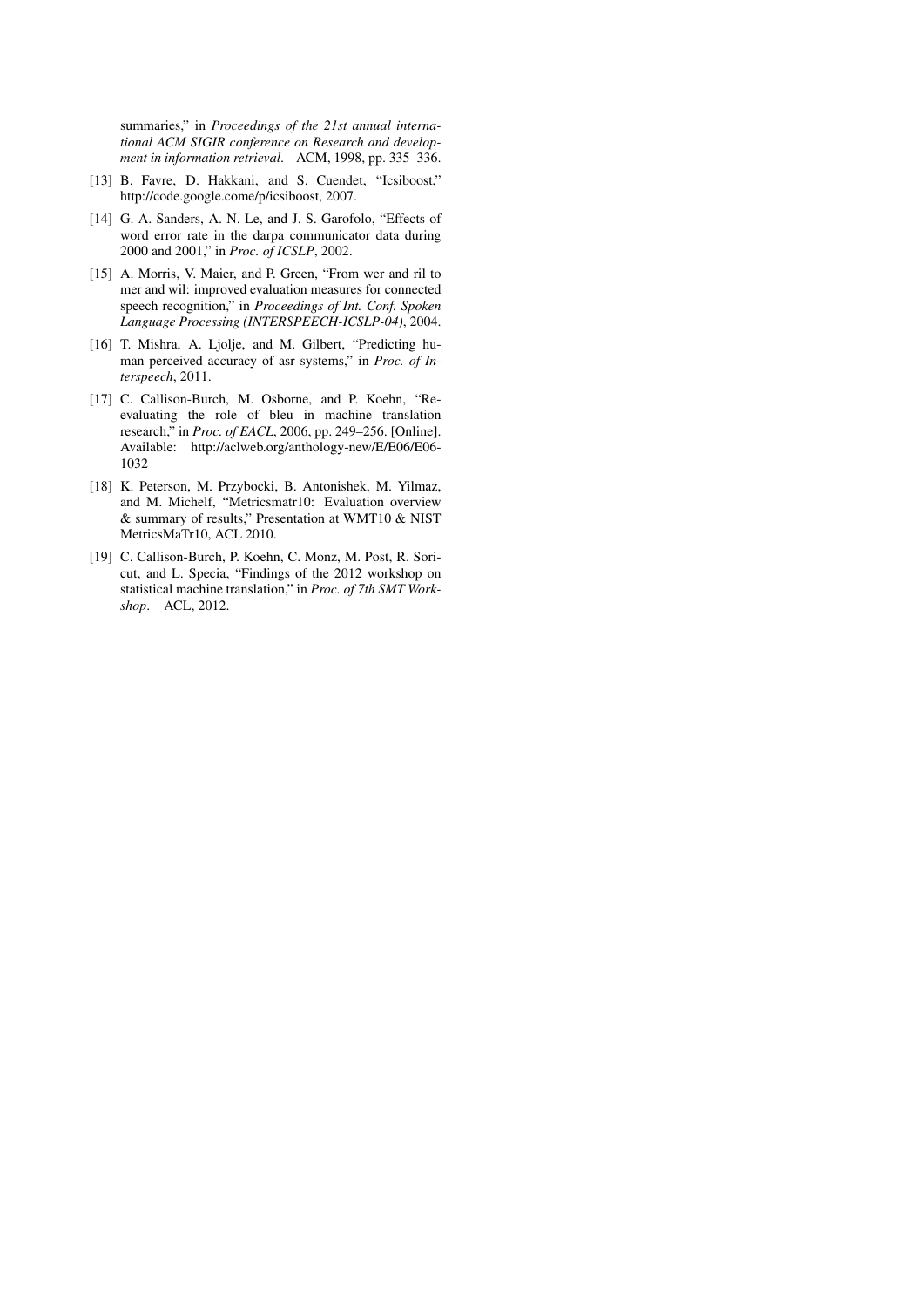summaries," in *Proceedings of the 21st annual international ACM SIGIR conference on Research and development in information retrieval*. ACM, 1998, pp. 335–336.

[13] B. Favre, D. Hakkani, and S. Cuendet, "Icsiboost," http://code.google.come/p/icsiboost, 2007.

[14] G. A. Sanders, A. N. Le, and J. S. Garofolo, "Effects of word error rate in the darpa communicator data during 2000 and 2001," in *Proc. of ICSLP*, 2002.

[15] A. Morris, V. Maier, and P. Green, "From wer and ril to mer and wil: improved evaluation measures for connected speech recognition," in *Proceedings of Int. Conf. Spoken Language Processing (INTERSPEECH-ICSLP-04)*, 2004.

[16] T. Mishra, A. Ljolje, and M. Gilbert, "Predicting human perceived accuracy of asr systems," in *Proc. of Interspeech*, 2011.

[17] C. Callison-Burch, M. Osborne, and P. Koehn, "Re-evaluating the role of bleu in machine translation research," in *Proc. of EACL*, 2006, pp. 249–256. [Online]. Available: http://aclweb.org/anthology-new/E/E06/E06-1032

[18] K. Peterson, M. Przybocki, B. Antonishek, M. Yilmaz, and M. Michelf, "Metricsmatr10: Evaluation overview & summary of results," Presentation at WMT10 & NIST MetricsMaTr10, ACL 2010.

[19] C. Callison-Burch, P. Koehn, C. Monz, M. Post, R. Soricut, and L. Specia, "Findings of the 2012 workshop on statistical machine translation," in *Proc. of 7th SMT Workshop*. ACL, 2012.